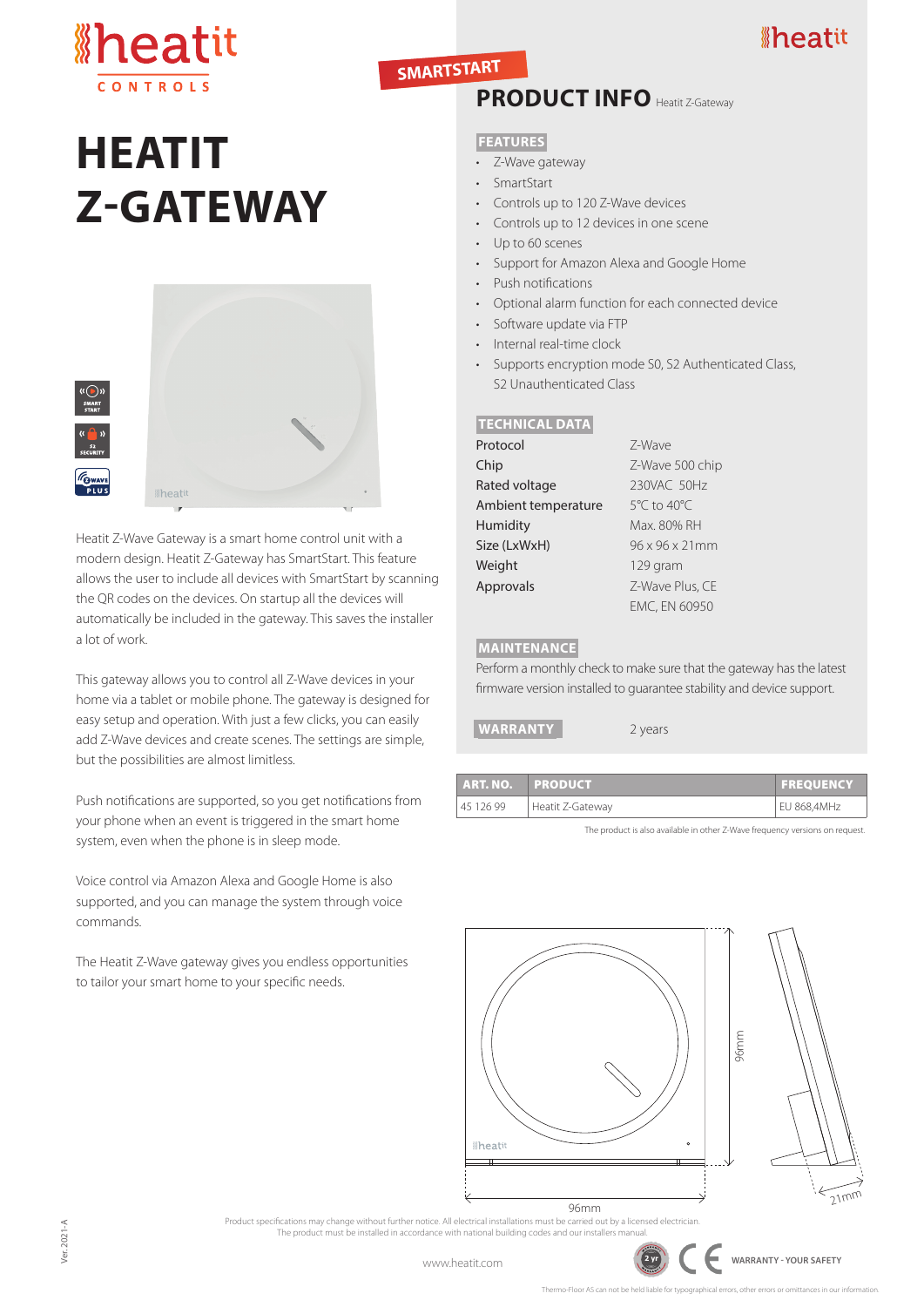# HEATIT Z-GATEWAY

SMARTSTART

Heatit Z-Wave Gateway is a smart home control unit with a modern design. Heatit Z-Gateway has SmartStart. This feature allows the user to include all devices with SmartStart by scanning the QR codes on the devices. On startup all the devices will automatically be included in the gateway. This saves the installer a lot of work.

This gateway allows you to control all Z-Wave devices in your home via a tablet or mobile phone. The gateway is designed for easy setup and operation. With just a few clicks, you can easily add Z-Wave devices and create scenes. The settings are simple, but the possibilities are almost limitless.

Push notifications are supported, so you get notifications from your phone when an event is triggered in the smart home system, even when the phone is in sleep mode.

Voice control via Amazon Alexa and Google Home is also supported, and you can manage the system through voice commands.

The Heatit Z-Wave gateway gives you endless opportunities to tailor your smart home to your specific needs.

## PRODUCT INFO Heatit Z-Gateway

### FEATURES

- Z-Wave gateway
- SmartStart
- Controls up to 120 Z-Wave devices
- Controls up to 12 devices in one scene
- Up to 60 scenes
- Support for Amazon Alexa and Google Home
- Push notifications
- Optional alarm function for each connected device
- Software update via FTP
- Internal real-time clock
- Supports encryption mode S0, S2 Authenticated Class, S2 Unauthenticated Class

### TECHNICAL DATA

| | |
|---|---|
| Protocol | Z-Wave |
| Chip | Z-Wave 500 chip |
| Rated voltage | 230VAC 50Hz |
| Ambient temperature | 5°C to 40°C |
| Humidity | Max. 80% RH |
| Size (LxWxH) | 96 x 96 x 21mm |
| Weight | 129 gram |
| Approvals | Z-Wave Plus, CE EMC, EN 60950 |

### MAINTENANCE

Perform a monthly check to make sure that the gateway has the latest firmware version installed to guarantee stability and device support.

### WARRANTY

2 years

| ART. NO. | PRODUCT | FREQUENCY |
|---|---|---|
| 45 126 99 | Heatit Z-Gateway | EU 868,4MHz |

The product is also available in other Z-Wave frequency versions on request.

96mm

96mm

21mm

Product specifications may change without further notice. All electrical installations must be carried out by a licensed electrician.
The product must be installed in accordance with national building codes and our installers manual.

www.heatit.com

WARRANTY - YOUR SAFETY

Ver. 2021-A

Thermo-Floor AS can not be held liable for typographical errors, other errors or omittances in our information.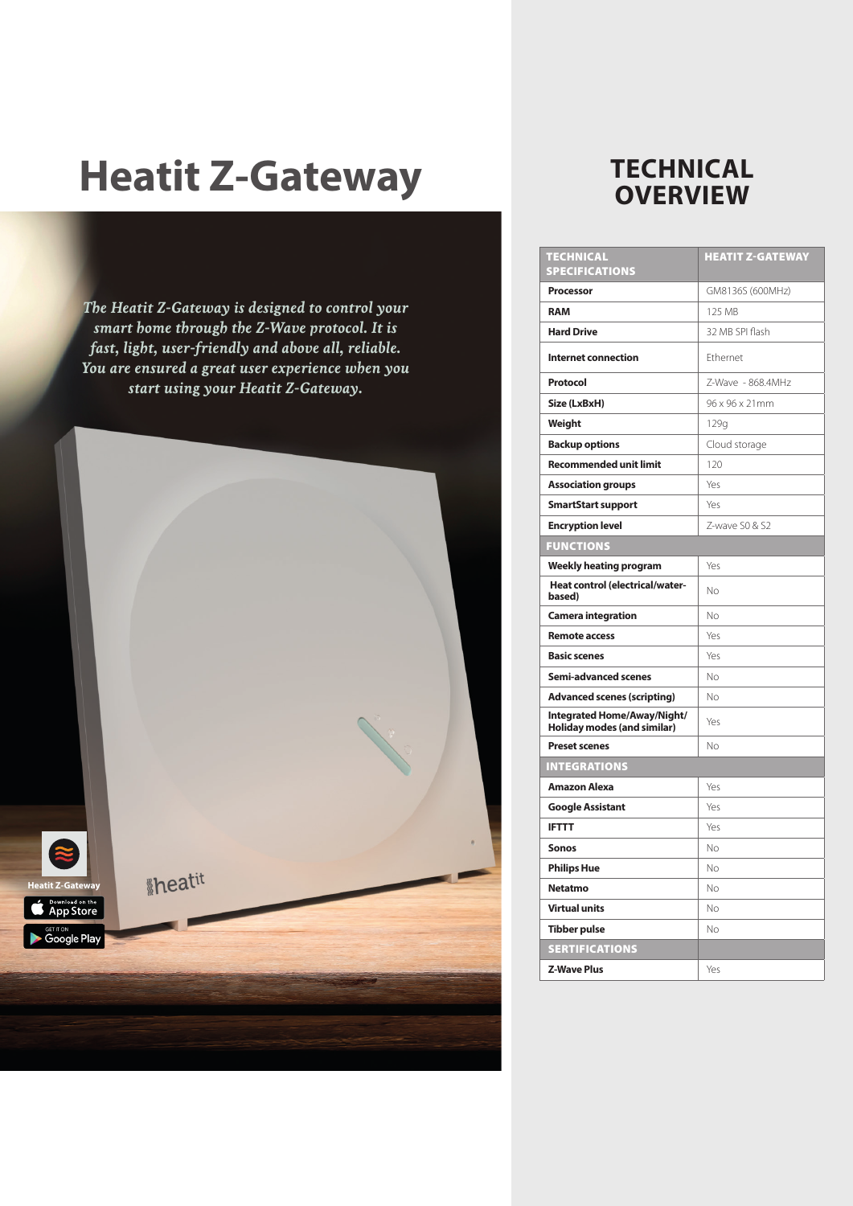# Heatit Z-Gateway

*The Heatit Z-Gateway is designed to control your smart home through the Z-Wave protocol. It is fast, light, user-friendly and above all, reliable. You are ensured a great user experience when you start using your Heatit Z-Gateway.*

Heatit Z-Gateway

Download on the App Store

GET IT ON Google Play

heatit

# TECHNICAL OVERVIEW

| TECHNICAL SPECIFICATIONS | HEATIT Z-GATEWAY |
|---|---|
| **Processor** | GM8136S (600MHz) |
| **RAM** | 125 MB |
| **Hard Drive** | 32 MB SPI flash |
| **Internet connection** | Ethernet |
| **Protocol** | Z-Wave - 868.4MHz |
| **Size (LxBxH)** | 96 x 96 x 21mm |
| **Weight** | 129g |
| **Backup options** | Cloud storage |
| **Recommended unit limit** | 120 |
| **Association groups** | Yes |
| **SmartStart support** | Yes |
| **Encryption level** | Z-wave S0 & S2 |
| **FUNCTIONS** | |
| **Weekly heating program** | Yes |
| **Heat control (electrical/water-based)** | No |
| **Camera integration** | No |
| **Remote access** | Yes |
| **Basic scenes** | Yes |
| **Semi-advanced scenes** | No |
| **Advanced scenes (scripting)** | No |
| **Integrated Home/Away/Night/ Holiday modes (and similar)** | Yes |
| **Preset scenes** | No |
| **INTEGRATIONS** | |
| **Amazon Alexa** | Yes |
| **Google Assistant** | Yes |
| **IFTTT** | Yes |
| **Sonos** | No |
| **Philips Hue** | No |
| **Netatmo** | No |
| **Virtual units** | No |
| **Tibber pulse** | No |
| **SERTIFICATIONS** | |
| **Z-Wave Plus** | Yes |